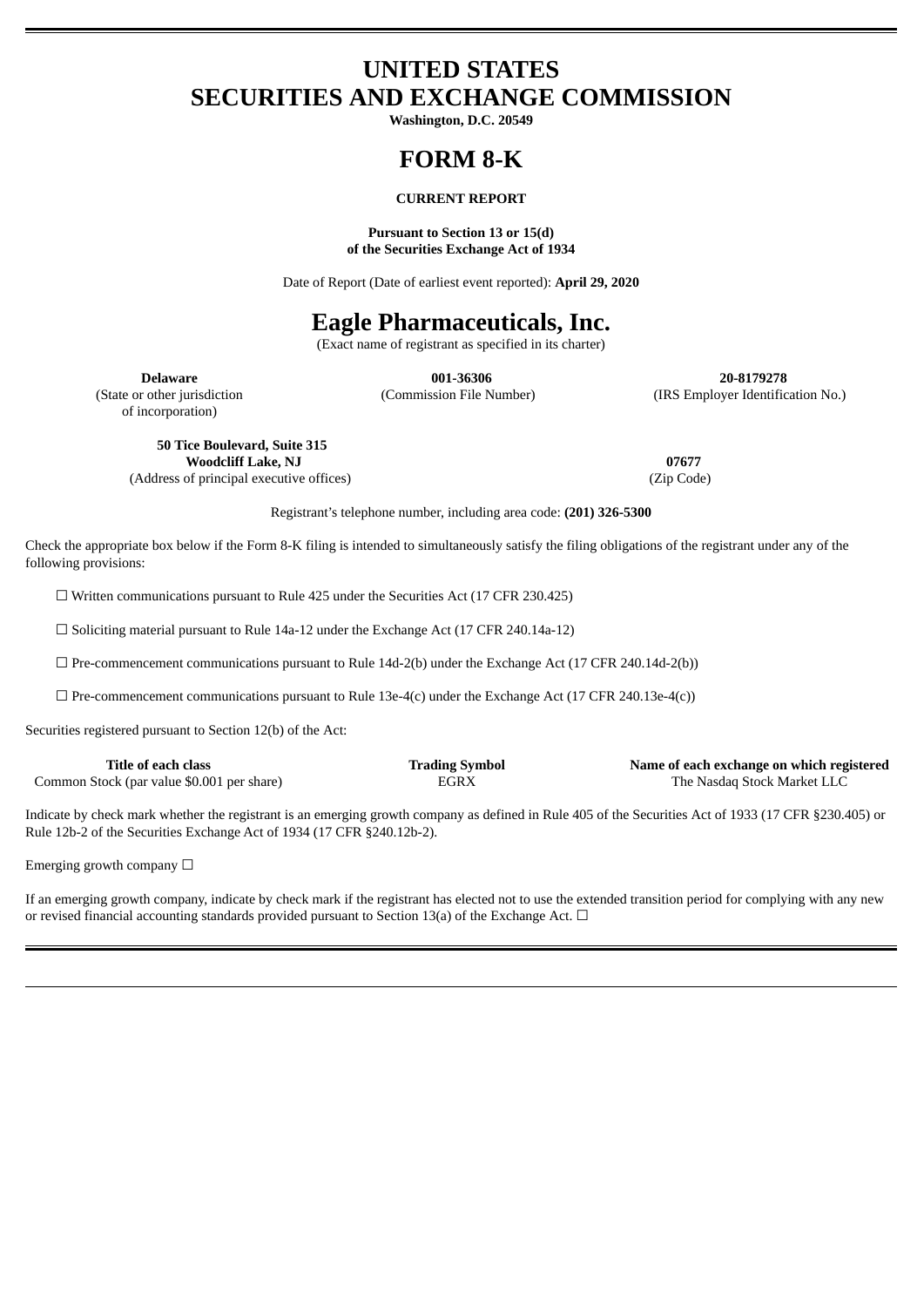# UNITED STATES
# SECURITIES AND EXCHANGE COMMISSION

**Washington, D.C. 20549**

# FORM 8-K

**CURRENT REPORT**

**Pursuant to Section 13 or 15(d)
of the Securities Exchange Act of 1934**

Date of Report (Date of earliest event reported): **April 29, 2020**

# Eagle Pharmaceuticals, Inc.

(Exact name of registrant as specified in its charter)

| **Delaware** | **001-36306** | **20-8179278** |
|---|---|---|
| (State or other jurisdiction of incorporation) | (Commission File Number) | (IRS Employer Identification No.) |

| **50 Tice Boulevard, Suite 315 Woodcliff Lake, NJ** | **07677** |
|---|---|
| (Address of principal executive offices) | (Zip Code) |

Registrant's telephone number, including area code: **(201) 326-5300**

Check the appropriate box below if the Form 8-K filing is intended to simultaneously satisfy the filing obligations of the registrant under any of the following provisions:

☐ Written communications pursuant to Rule 425 under the Securities Act (17 CFR 230.425)

☐ Soliciting material pursuant to Rule 14a-12 under the Exchange Act (17 CFR 240.14a-12)

☐ Pre-commencement communications pursuant to Rule 14d-2(b) under the Exchange Act (17 CFR 240.14d-2(b))

☐ Pre-commencement communications pursuant to Rule 13e-4(c) under the Exchange Act (17 CFR 240.13e-4(c))

Securities registered pursuant to Section 12(b) of the Act:

| Title of each class | Trading Symbol | Name of each exchange on which registered |
|---|---|---|
| Common Stock (par value $0.001 per share) | EGRX | The Nasdaq Stock Market LLC |

Indicate by check mark whether the registrant is an emerging growth company as defined in Rule 405 of the Securities Act of 1933 (17 CFR §230.405) or Rule 12b-2 of the Securities Exchange Act of 1934 (17 CFR §240.12b-2).

Emerging growth company ☐

If an emerging growth company, indicate by check mark if the registrant has elected not to use the extended transition period for complying with any new or revised financial accounting standards provided pursuant to Section 13(a) of the Exchange Act. ☐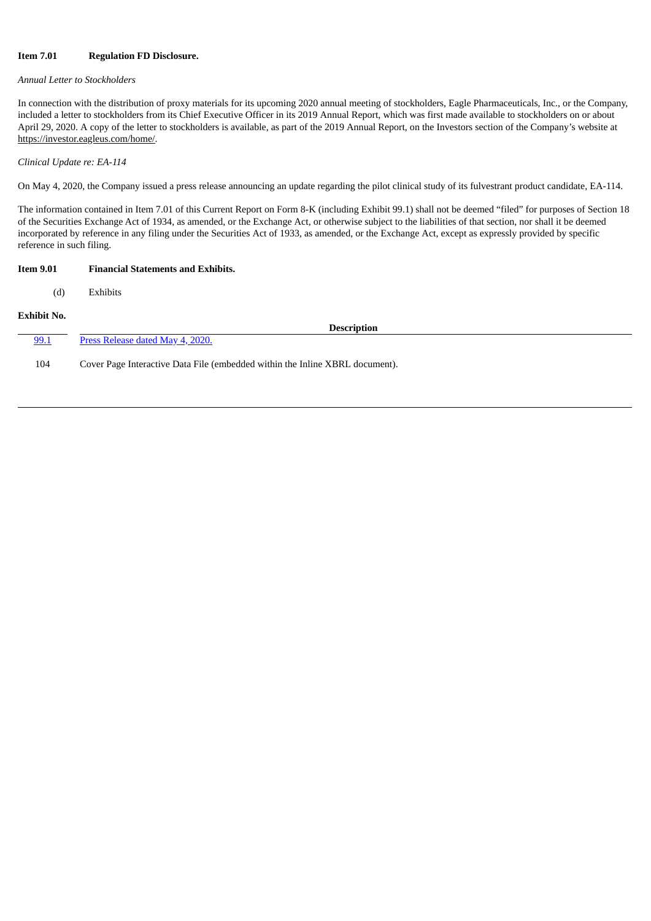**Item 7.01 Regulation FD Disclosure.**

*Annual Letter to Stockholders*

In connection with the distribution of proxy materials for its upcoming 2020 annual meeting of stockholders, Eagle Pharmaceuticals, Inc., or the Company, included a letter to stockholders from its Chief Executive Officer in its 2019 Annual Report, which was first made available to stockholders on or about April 29, 2020. A copy of the letter to stockholders is available, as part of the 2019 Annual Report, on the Investors section of the Company's website at https://investor.eagleus.com/home/.

*Clinical Update re: EA-114*

On May 4, 2020, the Company issued a press release announcing an update regarding the pilot clinical study of its fulvestrant product candidate, EA-114.

The information contained in Item 7.01 of this Current Report on Form 8-K (including Exhibit 99.1) shall not be deemed "filed" for purposes of Section 18 of the Securities Exchange Act of 1934, as amended, or the Exchange Act, or otherwise subject to the liabilities of that section, nor shall it be deemed incorporated by reference in any filing under the Securities Act of 1933, as amended, or the Exchange Act, except as expressly provided by specific reference in such filing.

**Item 9.01 Financial Statements and Exhibits.**

(d) Exhibits

| Exhibit No. | Description |
|---|---|
| 99.1 | Press Release dated May 4, 2020. |
| 104 | Cover Page Interactive Data File (embedded within the Inline XBRL document). |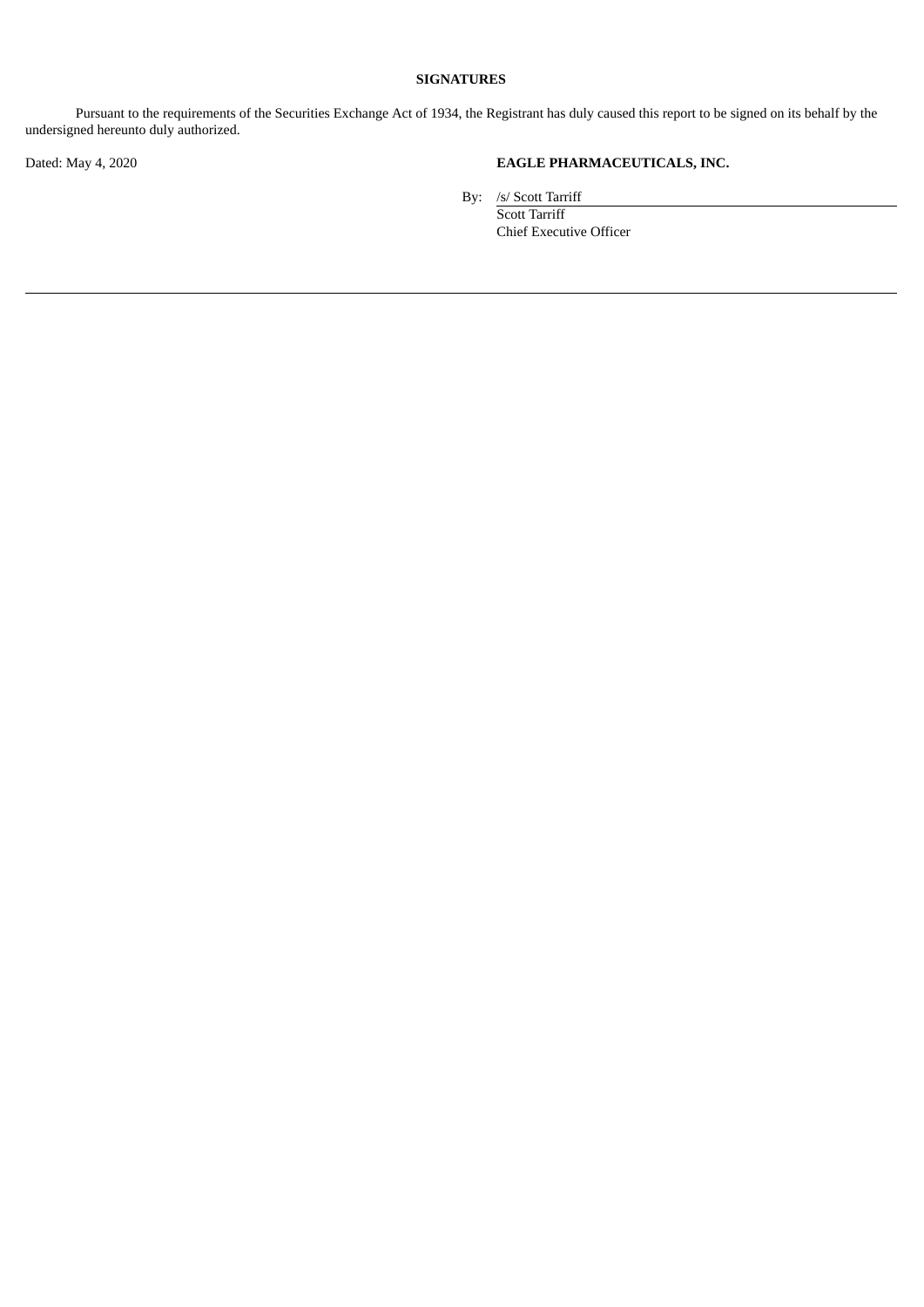**SIGNATURES**

Pursuant to the requirements of the Securities Exchange Act of 1934, the Registrant has duly caused this report to be signed on its behalf by the undersigned hereunto duly authorized.

Dated: May 4, 2020

**EAGLE PHARMACEUTICALS, INC.**

By: /s/ Scott Tarriff
Scott Tarriff
Chief Executive Officer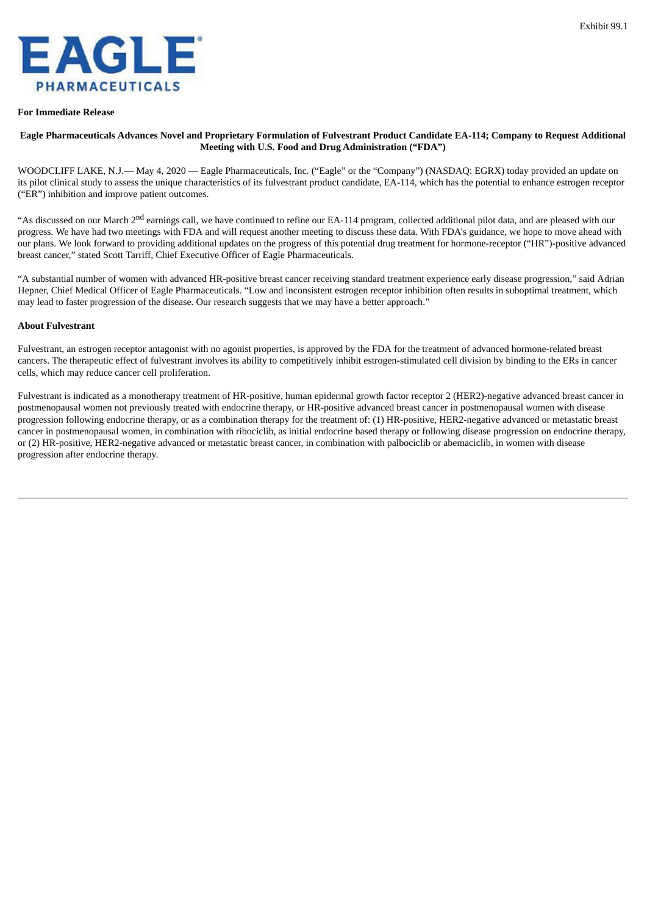Exhibit 99.1

EAGLE PHARMACEUTICALS

**For Immediate Release**

**Eagle Pharmaceuticals Advances Novel and Proprietary Formulation of Fulvestrant Product Candidate EA-114; Company to Request Additional Meeting with U.S. Food and Drug Administration ("FDA")**

WOODCLIFF LAKE, N.J.— May 4, 2020 — Eagle Pharmaceuticals, Inc. ("Eagle" or the "Company") (NASDAQ: EGRX) today provided an update on its pilot clinical study to assess the unique characteristics of its fulvestrant product candidate, EA-114, which has the potential to enhance estrogen receptor ("ER") inhibition and improve patient outcomes.

"As discussed on our March 2nd earnings call, we have continued to refine our EA-114 program, collected additional pilot data, and are pleased with our progress. We have had two meetings with FDA and will request another meeting to discuss these data. With FDA's guidance, we hope to move ahead with our plans. We look forward to providing additional updates on the progress of this potential drug treatment for hormone-receptor ("HR")-positive advanced breast cancer," stated Scott Tarriff, Chief Executive Officer of Eagle Pharmaceuticals.

"A substantial number of women with advanced HR-positive breast cancer receiving standard treatment experience early disease progression," said Adrian Hepner, Chief Medical Officer of Eagle Pharmaceuticals. "Low and inconsistent estrogen receptor inhibition often results in suboptimal treatment, which may lead to faster progression of the disease. Our research suggests that we may have a better approach."

**About Fulvestrant**

Fulvestrant, an estrogen receptor antagonist with no agonist properties, is approved by the FDA for the treatment of advanced hormone-related breast cancers. The therapeutic effect of fulvestrant involves its ability to competitively inhibit estrogen-stimulated cell division by binding to the ERs in cancer cells, which may reduce cancer cell proliferation.

Fulvestrant is indicated as a monotherapy treatment of HR-positive, human epidermal growth factor receptor 2 (HER2)-negative advanced breast cancer in postmenopausal women not previously treated with endocrine therapy, or HR-positive advanced breast cancer in postmenopausal women with disease progression following endocrine therapy, or as a combination therapy for the treatment of: (1) HR-positive, HER2-negative advanced or metastatic breast cancer in postmenopausal women, in combination with ribociclib, as initial endocrine based therapy or following disease progression on endocrine therapy, or (2) HR-positive, HER2-negative advanced or metastatic breast cancer, in combination with palbociclib or abemaciclib, in women with disease progression after endocrine therapy.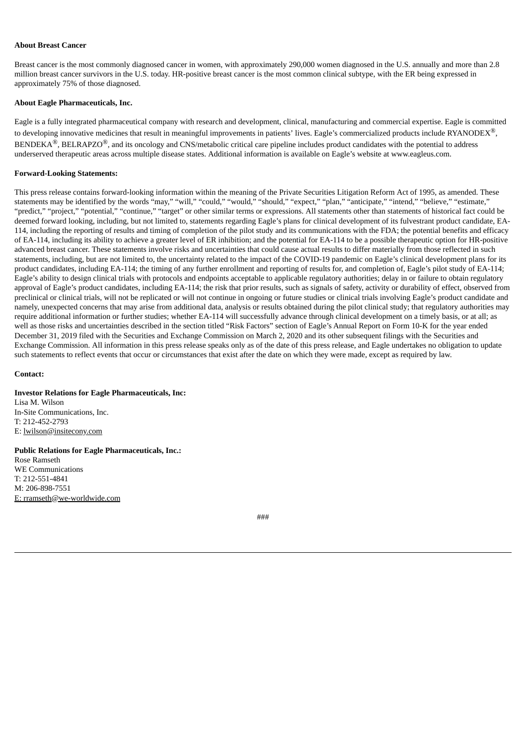**About Breast Cancer**

Breast cancer is the most commonly diagnosed cancer in women, with approximately 290,000 women diagnosed in the U.S. annually and more than 2.8 million breast cancer survivors in the U.S. today. HR-positive breast cancer is the most common clinical subtype, with the ER being expressed in approximately 75% of those diagnosed.

**About Eagle Pharmaceuticals, Inc.**

Eagle is a fully integrated pharmaceutical company with research and development, clinical, manufacturing and commercial expertise. Eagle is committed to developing innovative medicines that result in meaningful improvements in patients' lives. Eagle's commercialized products include RYANODEX®, BENDEKA®, BELRAPZO®, and its oncology and CNS/metabolic critical care pipeline includes product candidates with the potential to address underserved therapeutic areas across multiple disease states. Additional information is available on Eagle's website at www.eagleus.com.

**Forward-Looking Statements:**

This press release contains forward-looking information within the meaning of the Private Securities Litigation Reform Act of 1995, as amended. These statements may be identified by the words "may," "will," "could," "would," "should," "expect," "plan," "anticipate," "intend," "believe," "estimate," "predict," "project," "potential," "continue," "target" or other similar terms or expressions. All statements other than statements of historical fact could be deemed forward looking, including, but not limited to, statements regarding Eagle's plans for clinical development of its fulvestrant product candidate, EA-114, including the reporting of results and timing of completion of the pilot study and its communications with the FDA; the potential benefits and efficacy of EA-114, including its ability to achieve a greater level of ER inhibition; and the potential for EA-114 to be a possible therapeutic option for HR-positive advanced breast cancer. These statements involve risks and uncertainties that could cause actual results to differ materially from those reflected in such statements, including, but are not limited to, the uncertainty related to the impact of the COVID-19 pandemic on Eagle's clinical development plans for its product candidates, including EA-114; the timing of any further enrollment and reporting of results for, and completion of, Eagle's pilot study of EA-114; Eagle's ability to design clinical trials with protocols and endpoints acceptable to applicable regulatory authorities; delay in or failure to obtain regulatory approval of Eagle's product candidates, including EA-114; the risk that prior results, such as signals of safety, activity or durability of effect, observed from preclinical or clinical trials, will not be replicated or will not continue in ongoing or future studies or clinical trials involving Eagle's product candidate and namely, unexpected concerns that may arise from additional data, analysis or results obtained during the pilot clinical study; that regulatory authorities may require additional information or further studies; whether EA-114 will successfully advance through clinical development on a timely basis, or at all; as well as those risks and uncertainties described in the section titled "Risk Factors" section of Eagle's Annual Report on Form 10-K for the year ended December 31, 2019 filed with the Securities and Exchange Commission on March 2, 2020 and its other subsequent filings with the Securities and Exchange Commission. All information in this press release speaks only as of the date of this press release, and Eagle undertakes no obligation to update such statements to reflect events that occur or circumstances that exist after the date on which they were made, except as required by law.

**Contact:**

**Investor Relations for Eagle Pharmaceuticals, Inc:**
Lisa M. Wilson
In-Site Communications, Inc.
T: 212-452-2793
E: lwilson@insitecony.com

**Public Relations for Eagle Pharmaceuticals, Inc.:**
Rose Ramseth
WE Communications
T: 212-551-4841
M: 206-898-7551
E: rramseth@we-worldwide.com

###